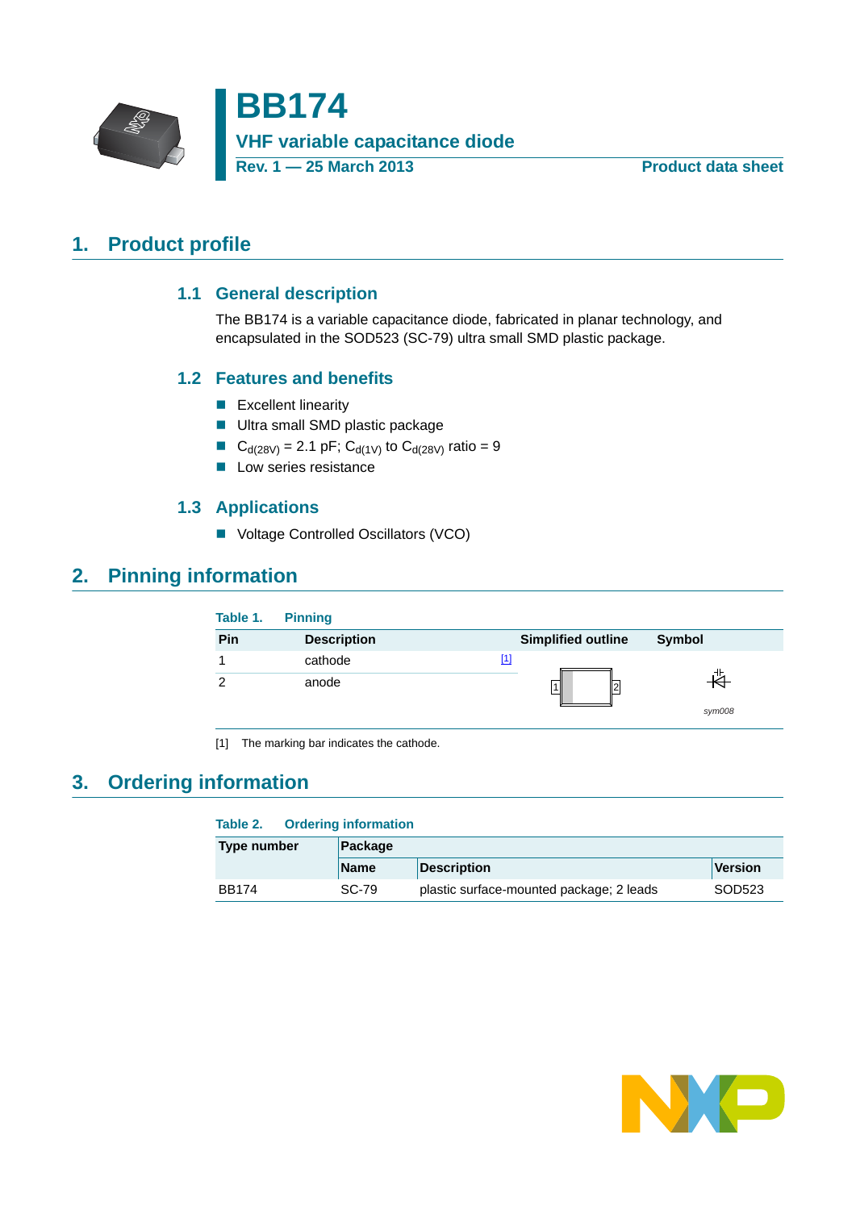# BB174

**VHF variable capacitance diode**

**Rev. 1 — 25 March 2013** **Product data sheet**

## 1. Product profile

### 1.1 General description

The BB174 is a variable capacitance diode, fabricated in planar technology, and encapsulated in the SOD523 (SC-79) ultra small SMD plastic package.

### 1.2 Features and benefits

- Excellent linearity
- Ultra small SMD plastic package
- $C_{d(28V)}$ = 2.1 pF; $C_{d(1V)}$ to $C_{d(28V)}$ ratio = 9
- Low series resistance

### 1.3 Applications

- Voltage Controlled Oscillators (VCO)

## 2. Pinning information

**Table 1. Pinning**

| Pin | Description | Simplified outline | Symbol |
|---|---|---|---|
| 1 | cathode [1] | | |
| 2 | anode | | sym008 |

[1] The marking bar indicates the cathode.

## 3. Ordering information

**Table 2. Ordering information**

| Type number | Package | | |
|---|---|---|---|
| | Name | Description | Version |
| BB174 | SC-79 | plastic surface-mounted package; 2 leads | SOD523 |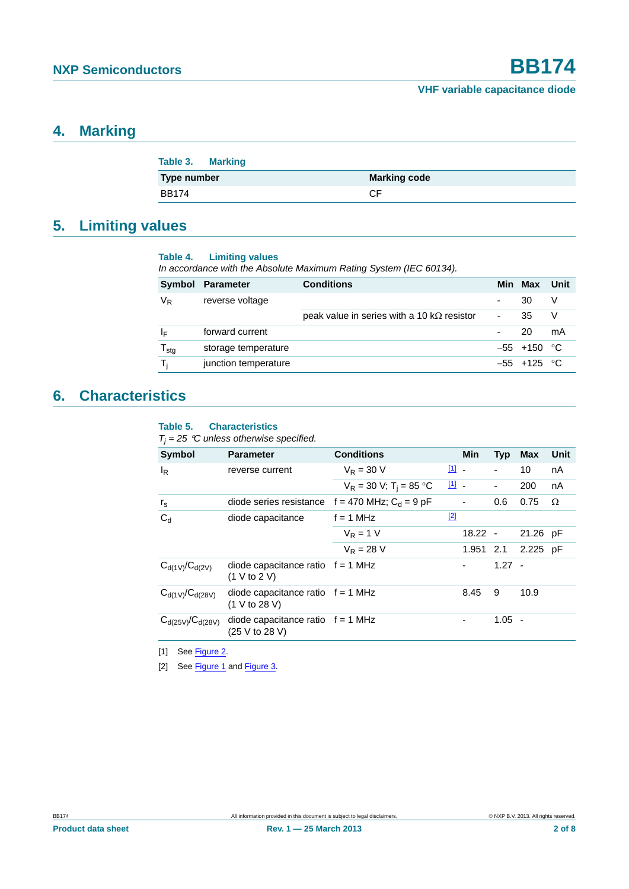## 4. Marking

**Table 3. Marking**

| Type number | Marking code |
|---|---|
| BB174 | CF |

## 5. Limiting values

**Table 4. Limiting values**

*In accordance with the Absolute Maximum Rating System (IEC 60134).*

| Symbol | Parameter | Conditions | Min | Max | Unit |
|---|---|---|---|---|---|
| $V_R$ | reverse voltage | | - | 30 | V |
| | | peak value in series with a 10 kΩ resistor | - | 35 | V |
| $I_F$ | forward current | | - | 20 | mA |
| $T_{stg}$ | storage temperature | | −55 | +150 | °C |
| $T_j$ | junction temperature | | −55 | +125 | °C |

## 6. Characteristics

**Table 5. Characteristics**

*$T_j$ = 25 °C unless otherwise specified.*

| Symbol | Parameter | Conditions | | Min | Typ | Max | Unit |
|---|---|---|---|---|---|---|---|
| $I_R$ | reverse current | $V_R$ = 30 V | [1] | - | - | 10 | nA |
| | | $V_R$ = 30 V; $T_j$ = 85 °C | [1] | - | - | 200 | nA |
| $r_s$ | diode series resistance | f = 470 MHz; $C_d$ = 9 pF | | - | 0.6 | 0.75 | Ω |
| $C_d$ | diode capacitance | f = 1 MHz | [2] | | | | |
| | | $V_R$ = 1 V | | 18.22 | - | 21.26 | pF |
| | | $V_R$ = 28 V | | 1.951 | 2.1 | 2.225 | pF |
| $C_{d(1V)}/C_{d(2V)}$ | diode capacitance ratio (1 V to 2 V) | f = 1 MHz | | - | 1.27 | - | |
| $C_{d(1V)}/C_{d(28V)}$ | diode capacitance ratio (1 V to 28 V) | f = 1 MHz | | 8.45 | 9 | 10.9 | |
| $C_{d(25V)}/C_{d(28V)}$ | diode capacitance ratio (25 V to 28 V) | f = 1 MHz | | - | 1.05 | - | |

[1] See Figure 2.

[2] See Figure 1 and Figure 3.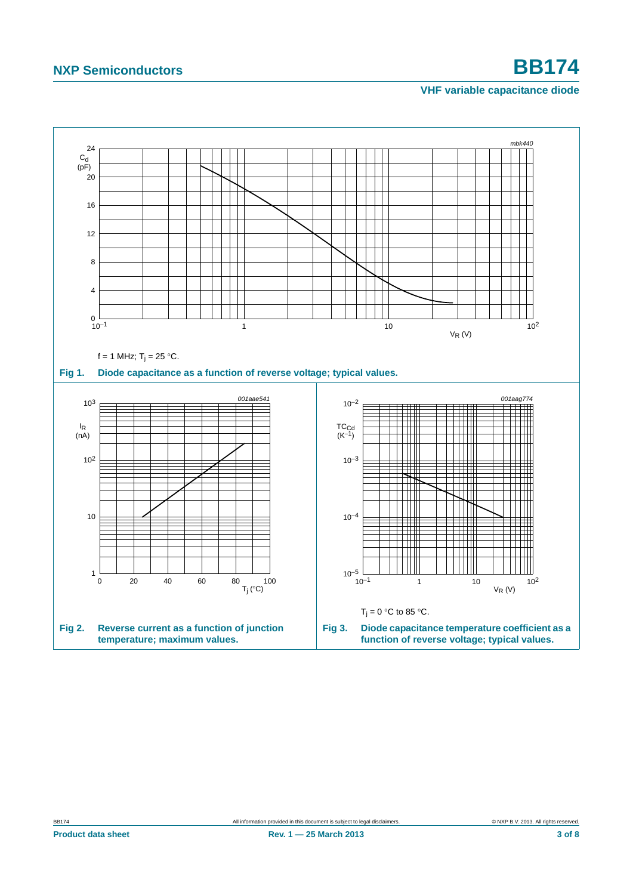mbk440

$C_d$ (pF)

$V_R$ (V)

$f = 1$ MHz; $T_j = 25$ °C.

**Fig 1. Diode capacitance as a function of reverse voltage; typical values.**

001aae541

$I_R$ (nA)

$T_j$ (°C)

**Fig 2. Reverse current as a function of junction temperature; maximum values.**

001aag774

$TC_{Cd}$ ($K^{-1}$)

$V_R$ (V)

$T_j = 0$ °C to 85 °C.

**Fig 3. Diode capacitance temperature coefficient as a function of reverse voltage; typical values.**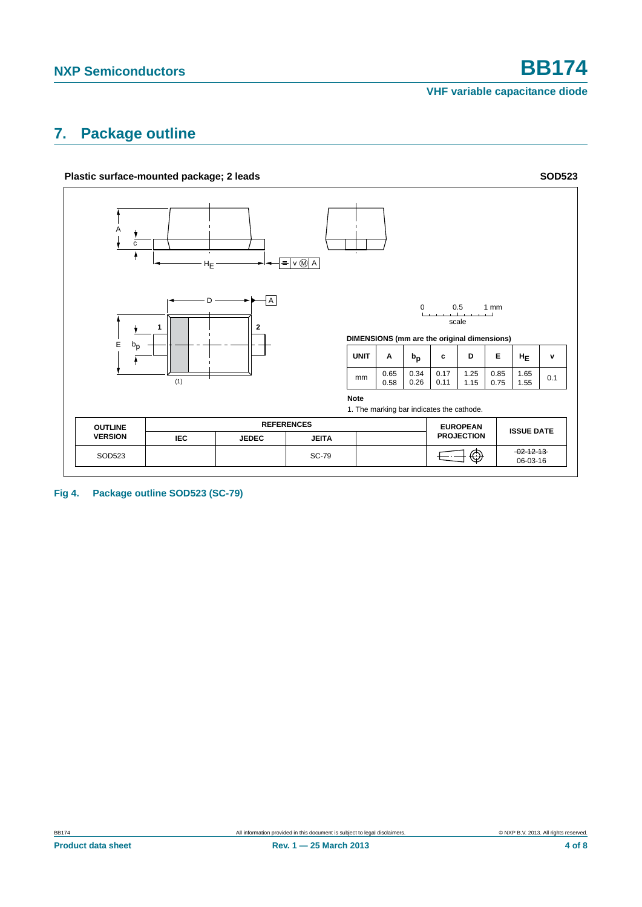## 7. Package outline

**Plastic surface-mounted package; 2 leads** **SOD523**

DIMENSIONS (mm are the original dimensions)

| UNIT | A | $b_p$ | c | D | E | $H_E$ | v |
|---|---|---|---|---|---|---|---|
| mm | 0.65<br>0.58 | 0.34<br>0.26 | 0.17<br>0.11 | 1.25<br>1.15 | 0.85<br>0.75 | 1.65<br>1.55 | 0.1 |

**Note**

1. The marking bar indicates the cathode.

| OUTLINE VERSION | REFERENCES | | | | EUROPEAN PROJECTION | ISSUE DATE |
|---|---|---|---|---|---|---|
| | IEC | JEDEC | JEITA | | | |
| SOD523 | | | SC-79 | | | ~~02-12-13~~<br>06-03-16 |

**Fig 4. Package outline SOD523 (SC-79)**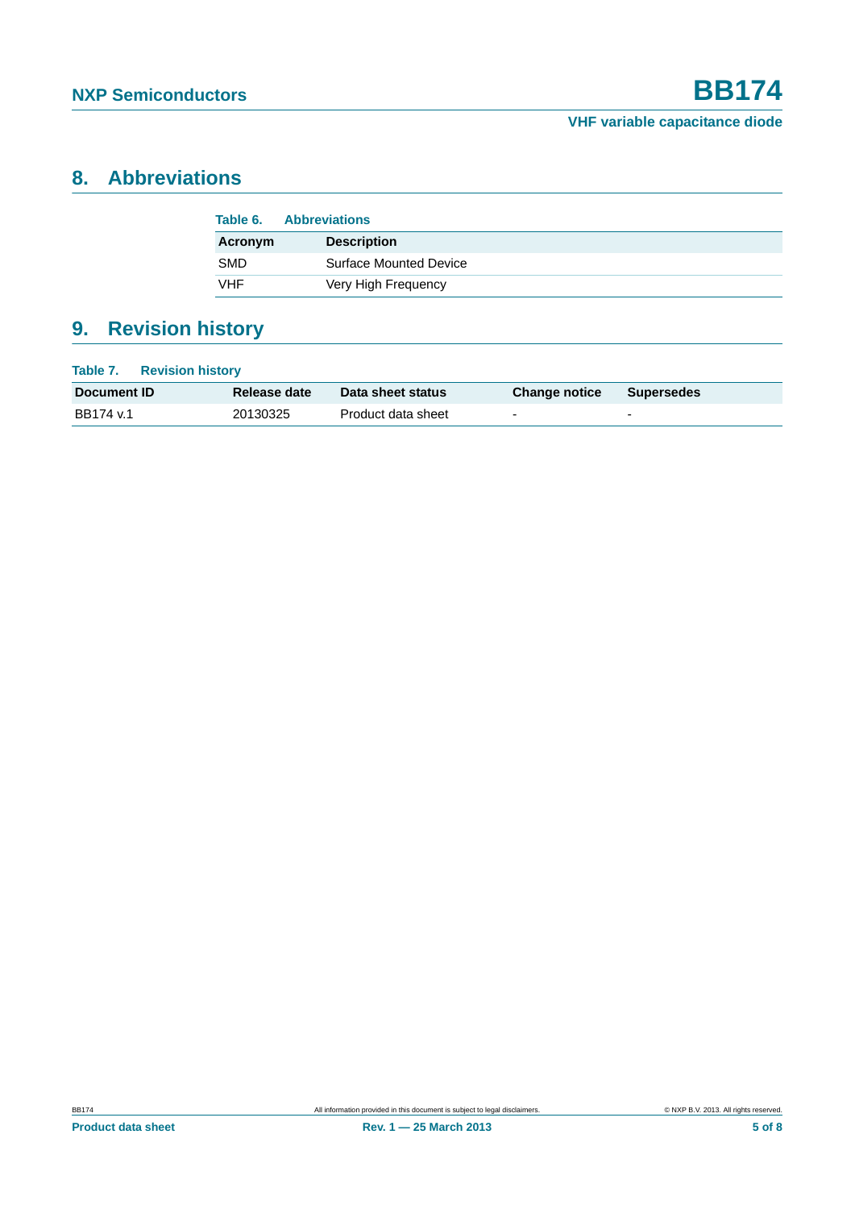## 8. Abbreviations

**Table 6. Abbreviations**

| Acronym | Description |
| --- | --- |
| SMD | Surface Mounted Device |
| VHF | Very High Frequency |

## 9. Revision history

**Table 7. Revision history**

| Document ID | Release date | Data sheet status | Change notice | Supersedes |
| --- | --- | --- | --- | --- |
| BB174 v.1 | 20130325 | Product data sheet | - | - |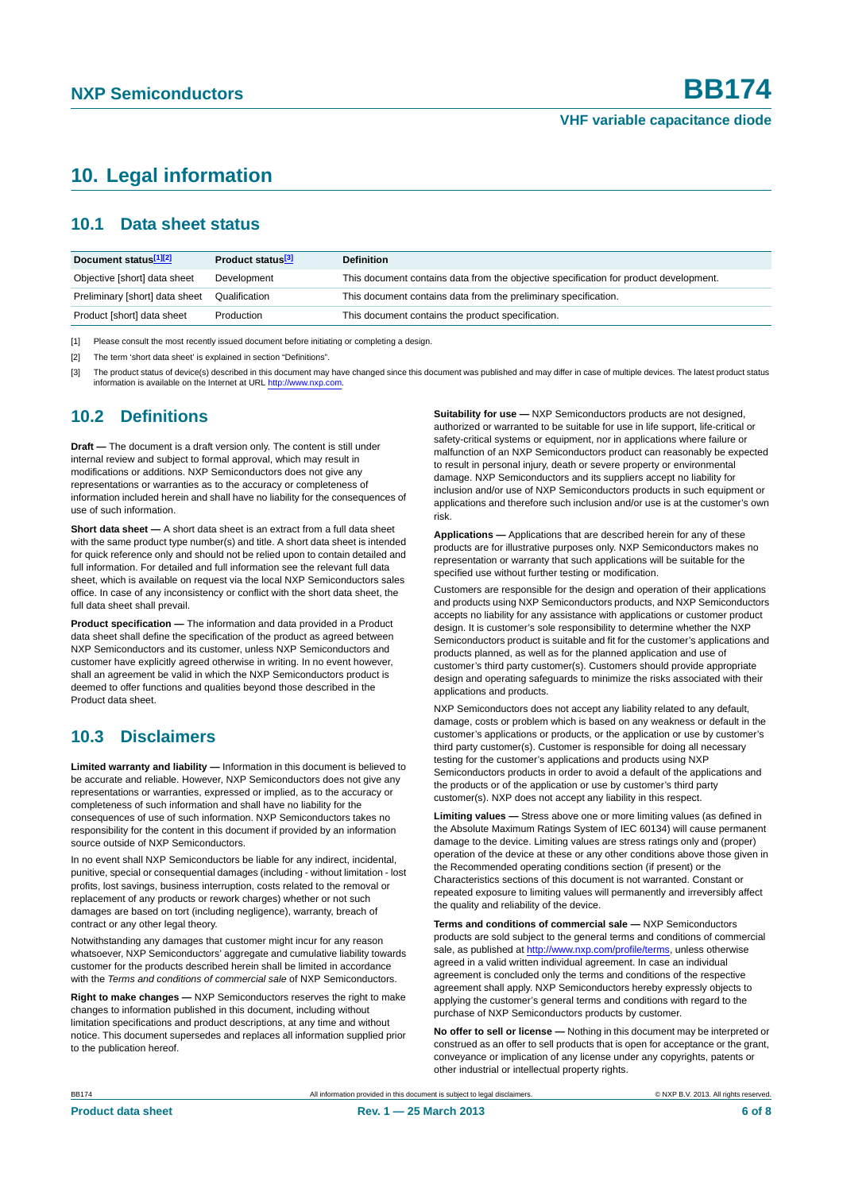# 10. Legal information

## 10.1 Data sheet status

| Document status[1][2] | Product status[3] | Definition |
|---|---|---|
| Objective [short] data sheet | Development | This document contains data from the objective specification for product development. |
| Preliminary [short] data sheet | Qualification | This document contains data from the preliminary specification. |
| Product [short] data sheet | Production | This document contains the product specification. |

[1] Please consult the most recently issued document before initiating or completing a design.

[2] The term 'short data sheet' is explained in section "Definitions".

[3] The product status of device(s) described in this document may have changed since this document was published and may differ in case of multiple devices. The latest product status information is available on the Internet at URL http://www.nxp.com.

## 10.2 Definitions

**Draft —** The document is a draft version only. The content is still under internal review and subject to formal approval, which may result in modifications or additions. NXP Semiconductors does not give any representations or warranties as to the accuracy or completeness of information included herein and shall have no liability for the consequences of use of such information.

**Short data sheet —** A short data sheet is an extract from a full data sheet with the same product type number(s) and title. A short data sheet is intended for quick reference only and should not be relied upon to contain detailed and full information. For detailed and full information see the relevant full data sheet, which is available on request via the local NXP Semiconductors sales office. In case of any inconsistency or conflict with the short data sheet, the full data sheet shall prevail.

**Product specification —** The information and data provided in a Product data sheet shall define the specification of the product as agreed between NXP Semiconductors and its customer, unless NXP Semiconductors and customer have explicitly agreed otherwise in writing. In no event however, shall an agreement be valid in which the NXP Semiconductors product is deemed to offer functions and qualities beyond those described in the Product data sheet.

## 10.3 Disclaimers

**Limited warranty and liability —** Information in this document is believed to be accurate and reliable. However, NXP Semiconductors does not give any representations or warranties, expressed or implied, as to the accuracy or completeness of such information and shall have no liability for the consequences of use of such information. NXP Semiconductors takes no responsibility for the content in this document if provided by an information source outside of NXP Semiconductors.

In no event shall NXP Semiconductors be liable for any indirect, incidental, punitive, special or consequential damages (including - without limitation - lost profits, lost savings, business interruption, costs related to the removal or replacement of any products or rework charges) whether or not such damages are based on tort (including negligence), warranty, breach of contract or any other legal theory.

Notwithstanding any damages that customer might incur for any reason whatsoever, NXP Semiconductors' aggregate and cumulative liability towards customer for the products described herein shall be limited in accordance with the *Terms and conditions of commercial sale* of NXP Semiconductors.

**Right to make changes —** NXP Semiconductors reserves the right to make changes to information published in this document, including without limitation specifications and product descriptions, at any time and without notice. This document supersedes and replaces all information supplied prior to the publication hereof.

**Suitability for use —** NXP Semiconductors products are not designed, authorized or warranted to be suitable for use in life support, life-critical or safety-critical systems or equipment, nor in applications where failure or malfunction of an NXP Semiconductors product can reasonably be expected to result in personal injury, death or severe property or environmental damage. NXP Semiconductors and its suppliers accept no liability for inclusion and/or use of NXP Semiconductors products in such equipment or applications and therefore such inclusion and/or use is at the customer's own risk.

**Applications —** Applications that are described herein for any of these products are for illustrative purposes only. NXP Semiconductors makes no representation or warranty that such applications will be suitable for the specified use without further testing or modification.

Customers are responsible for the design and operation of their applications and products using NXP Semiconductors products, and NXP Semiconductors accepts no liability for any assistance with applications or customer product design. It is customer's sole responsibility to determine whether the NXP Semiconductors product is suitable and fit for the customer's applications and products planned, as well as for the planned application and use of customer's third party customer(s). Customers should provide appropriate design and operating safeguards to minimize the risks associated with their applications and products.

NXP Semiconductors does not accept any liability related to any default, damage, costs or problem which is based on any weakness or default in the customer's applications or products, or the application or use by customer's third party customer(s). Customer is responsible for doing all necessary testing for the customer's applications and products using NXP Semiconductors products in order to avoid a default of the applications and the products or of the application or use by customer's third party customer(s). NXP does not accept any liability in this respect.

**Limiting values —** Stress above one or more limiting values (as defined in the Absolute Maximum Ratings System of IEC 60134) will cause permanent damage to the device. Limiting values are stress ratings only and (proper) operation of the device at these or any other conditions above those given in the Recommended operating conditions section (if present) or the Characteristics sections of this document is not warranted. Constant or repeated exposure to limiting values will permanently and irreversibly affect the quality and reliability of the device.

**Terms and conditions of commercial sale —** NXP Semiconductors products are sold subject to the general terms and conditions of commercial sale, as published at http://www.nxp.com/profile/terms, unless otherwise agreed in a valid written individual agreement. In case an individual agreement is concluded only the terms and conditions of the respective agreement shall apply. NXP Semiconductors hereby expressly objects to applying the customer's general terms and conditions with regard to the purchase of NXP Semiconductors products by customer.

**No offer to sell or license —** Nothing in this document may be interpreted or construed as an offer to sell products that is open for acceptance or the grant, conveyance or implication of any license under any copyrights, patents or other industrial or intellectual property rights.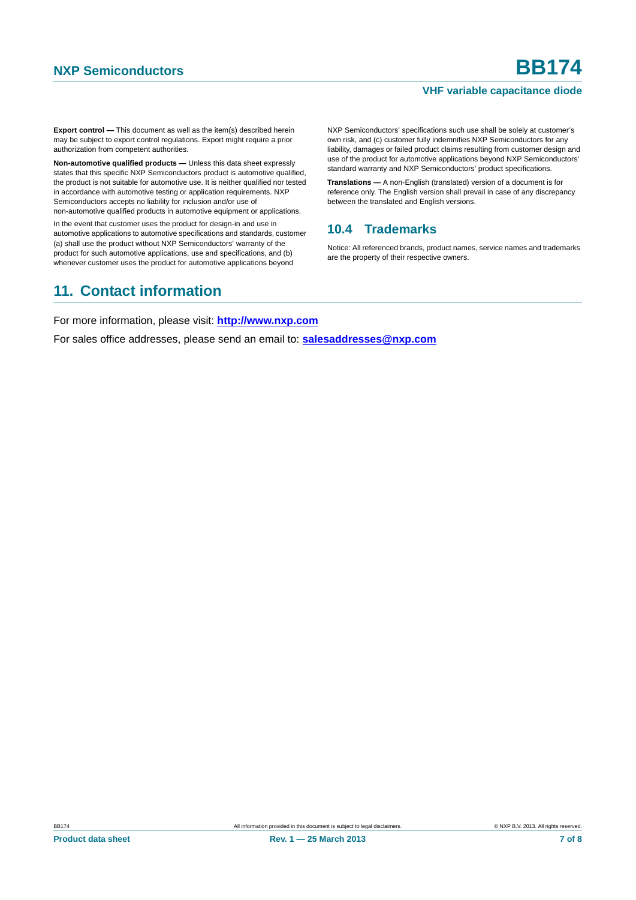**Export control —** This document as well as the item(s) described herein may be subject to export control regulations. Export might require a prior authorization from competent authorities.

**Non-automotive qualified products —** Unless this data sheet expressly states that this specific NXP Semiconductors product is automotive qualified, the product is not suitable for automotive use. It is neither qualified nor tested in accordance with automotive testing or application requirements. NXP Semiconductors accepts no liability for inclusion and/or use of non-automotive qualified products in automotive equipment or applications.

In the event that customer uses the product for design-in and use in automotive applications to automotive specifications and standards, customer (a) shall use the product without NXP Semiconductors' warranty of the product for such automotive applications, use and specifications, and (b) whenever customer uses the product for automotive applications beyond NXP Semiconductors' specifications such use shall be solely at customer's own risk, and (c) customer fully indemnifies NXP Semiconductors for any liability, damages or failed product claims resulting from customer design and use of the product for automotive applications beyond NXP Semiconductors' standard warranty and NXP Semiconductors' product specifications.

**Translations —** A non-English (translated) version of a document is for reference only. The English version shall prevail in case of any discrepancy between the translated and English versions.

### 10.4 Trademarks

Notice: All referenced brands, product names, service names and trademarks are the property of their respective owners.

## 11. Contact information

For more information, please visit: **http://www.nxp.com**

For sales office addresses, please send an email to: **salesaddresses@nxp.com**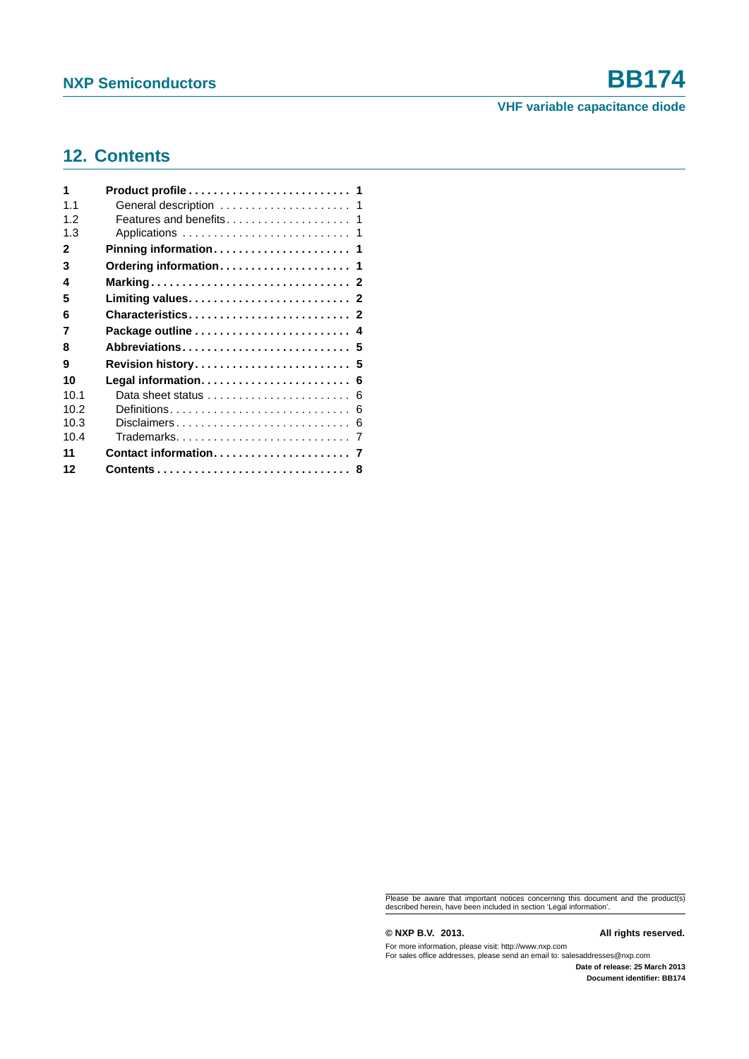## 12. Contents

| | | |
|---|---|---|
| **1** | **Product profile** | **1** |
| 1.1 | General description | 1 |
| 1.2 | Features and benefits | 1 |
| 1.3 | Applications | 1 |
| **2** | **Pinning information** | **1** |
| **3** | **Ordering information** | **1** |
| **4** | **Marking** | **2** |
| **5** | **Limiting values** | **2** |
| **6** | **Characteristics** | **2** |
| **7** | **Package outline** | **4** |
| **8** | **Abbreviations** | **5** |
| **9** | **Revision history** | **5** |
| **10** | **Legal information** | **6** |
| 10.1 | Data sheet status | 6 |
| 10.2 | Definitions | 6 |
| 10.3 | Disclaimers | 6 |
| 10.4 | Trademarks | 7 |
| **11** | **Contact information** | **7** |
| **12** | **Contents** | **8** |

Please be aware that important notices concerning this document and the product(s) described herein, have been included in section 'Legal information'.

**© NXP B.V. 2013.** **All rights reserved.**

For more information, please visit: http://www.nxp.com
For sales office addresses, please send an email to: salesaddresses@nxp.com

**Date of release: 25 March 2013**
**Document identifier: BB174**